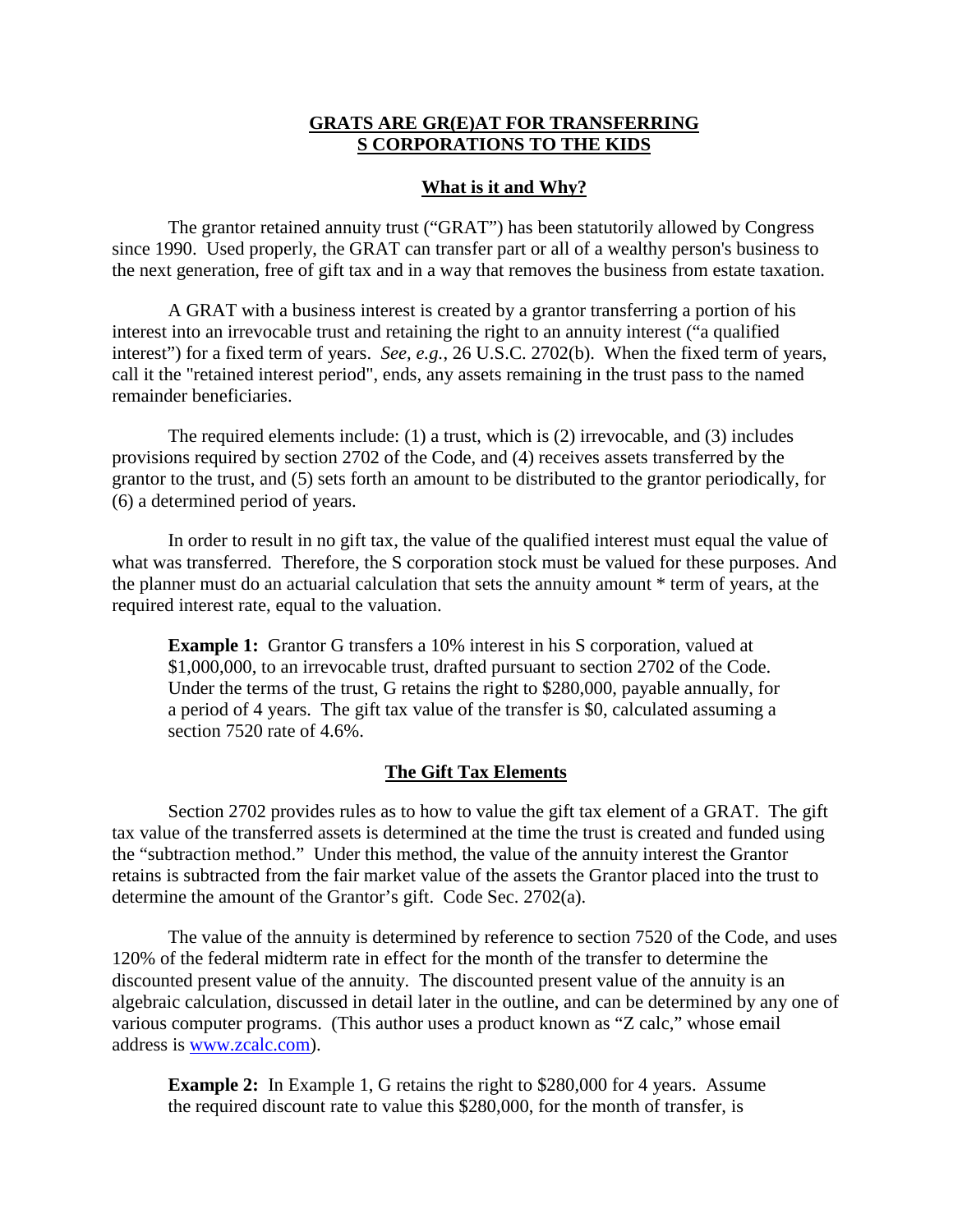# GRATS ARE GR(E)AT FOR TRANSFERRING S CORPORATIONS TO THE KIDS

## What is it and Why?

The grantor retained annuity trust ("GRAT") has been statutorily allowed by Congress since 1990. Used properly, the GRAT can transfer part or all of a wealthy person's business to the next generation, free of gift tax and in a way that removes the business from estate taxation.

A GRAT with a business interest is created by a grantor transferring a portion of his interest into an irrevocable trust and retaining the right to an annuity interest ("a qualified interest") for a fixed term of years. *See, e.g.*, 26 U.S.C. 2702(b). When the fixed term of years, call it the "retained interest period", ends, any assets remaining in the trust pass to the named remainder beneficiaries.

The required elements include: (1) a trust, which is (2) irrevocable, and (3) includes provisions required by section 2702 of the Code, and (4) receives assets transferred by the grantor to the trust, and (5) sets forth an amount to be distributed to the grantor periodically, for (6) a determined period of years.

In order to result in no gift tax, the value of the qualified interest must equal the value of what was transferred. Therefore, the S corporation stock must be valued for these purposes. And the planner must do an actuarial calculation that sets the annuity amount * term of years, at the required interest rate, equal to the valuation.

> **Example 1:** Grantor G transfers a 10% interest in his S corporation, valued at \$1,000,000, to an irrevocable trust, drafted pursuant to section 2702 of the Code. Under the terms of the trust, G retains the right to \$280,000, payable annually, for a period of 4 years. The gift tax value of the transfer is \$0, calculated assuming a section 7520 rate of 4.6%.

## The Gift Tax Elements

Section 2702 provides rules as to how to value the gift tax element of a GRAT. The gift tax value of the transferred assets is determined at the time the trust is created and funded using the "subtraction method." Under this method, the value of the annuity interest the Grantor retains is subtracted from the fair market value of the assets the Grantor placed into the trust to determine the amount of the Grantor's gift. Code Sec. 2702(a).

The value of the annuity is determined by reference to section 7520 of the Code, and uses 120% of the federal midterm rate in effect for the month of the transfer to determine the discounted present value of the annuity. The discounted present value of the annuity is an algebraic calculation, discussed in detail later in the outline, and can be determined by any one of various computer programs. (This author uses a product known as "Z calc," whose email address is [www.zcalc.com](www.zcalc.com)).

> **Example 2:** In Example 1, G retains the right to \$280,000 for 4 years. Assume the required discount rate to value this \$280,000, for the month of transfer, is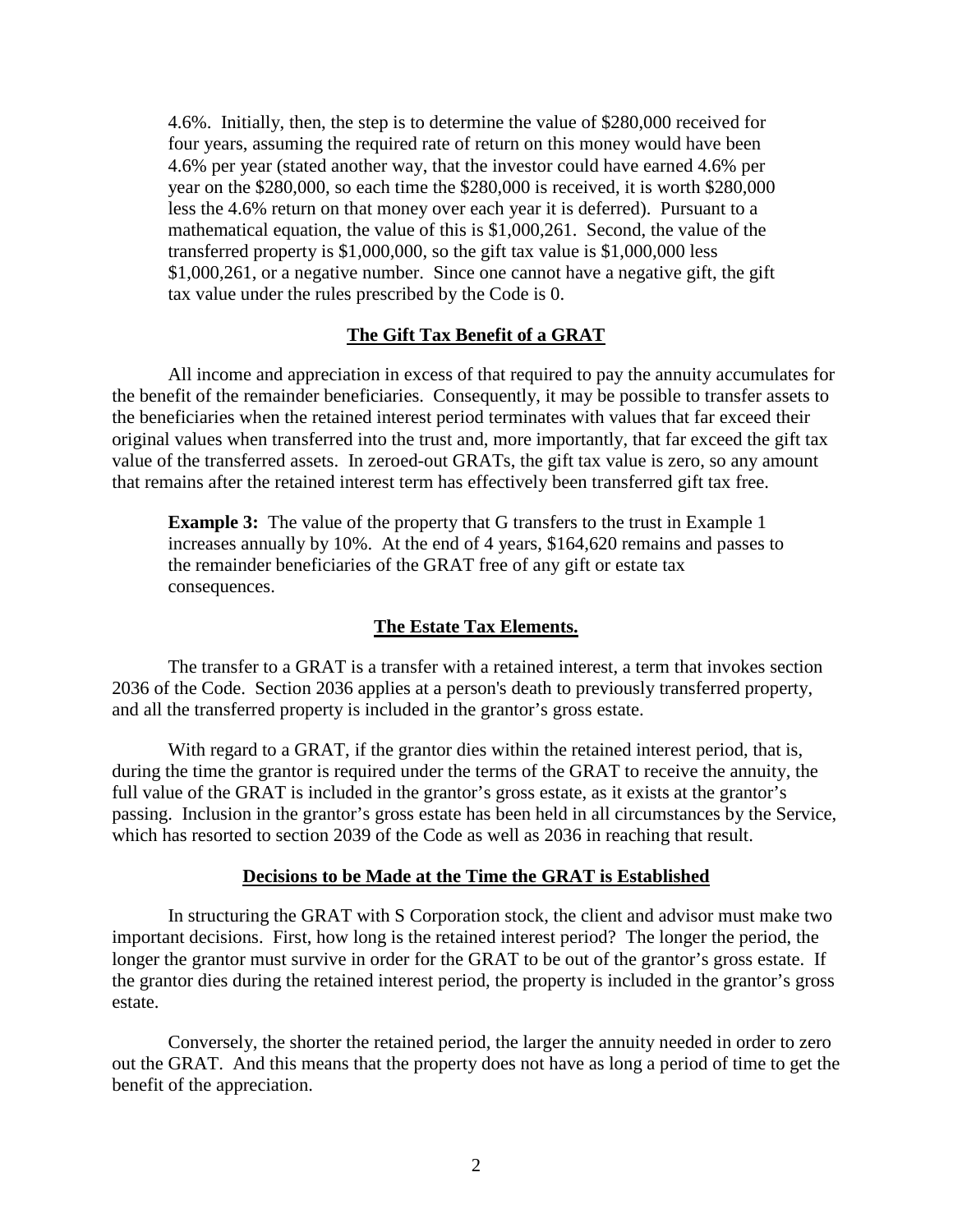4.6%. Initially, then, the step is to determine the value of \$280,000 received for four years, assuming the required rate of return on this money would have been 4.6% per year (stated another way, that the investor could have earned 4.6% per year on the \$280,000, so each time the \$280,000 is received, it is worth \$280,000 less the 4.6% return on that money over each year it is deferred). Pursuant to a mathematical equation, the value of this is \$1,000,261. Second, the value of the transferred property is \$1,000,000, so the gift tax value is \$1,000,000 less \$1,000,261, or a negative number. Since one cannot have a negative gift, the gift tax value under the rules prescribed by the Code is 0.

## The Gift Tax Benefit of a GRAT

All income and appreciation in excess of that required to pay the annuity accumulates for the benefit of the remainder beneficiaries. Consequently, it may be possible to transfer assets to the beneficiaries when the retained interest period terminates with values that far exceed their original values when transferred into the trust and, more importantly, that far exceed the gift tax value of the transferred assets. In zeroed-out GRATs, the gift tax value is zero, so any amount that remains after the retained interest term has effectively been transferred gift tax free.

**Example 3:** The value of the property that G transfers to the trust in Example 1 increases annually by 10%. At the end of 4 years, \$164,620 remains and passes to the remainder beneficiaries of the GRAT free of any gift or estate tax consequences.

## The Estate Tax Elements.

The transfer to a GRAT is a transfer with a retained interest, a term that invokes section 2036 of the Code. Section 2036 applies at a person's death to previously transferred property, and all the transferred property is included in the grantor's gross estate.

With regard to a GRAT, if the grantor dies within the retained interest period, that is, during the time the grantor is required under the terms of the GRAT to receive the annuity, the full value of the GRAT is included in the grantor's gross estate, as it exists at the grantor's passing. Inclusion in the grantor's gross estate has been held in all circumstances by the Service, which has resorted to section 2039 of the Code as well as 2036 in reaching that result.

## Decisions to be Made at the Time the GRAT is Established

In structuring the GRAT with S Corporation stock, the client and advisor must make two important decisions. First, how long is the retained interest period? The longer the period, the longer the grantor must survive in order for the GRAT to be out of the grantor's gross estate. If the grantor dies during the retained interest period, the property is included in the grantor's gross estate.

Conversely, the shorter the retained period, the larger the annuity needed in order to zero out the GRAT. And this means that the property does not have as long a period of time to get the benefit of the appreciation.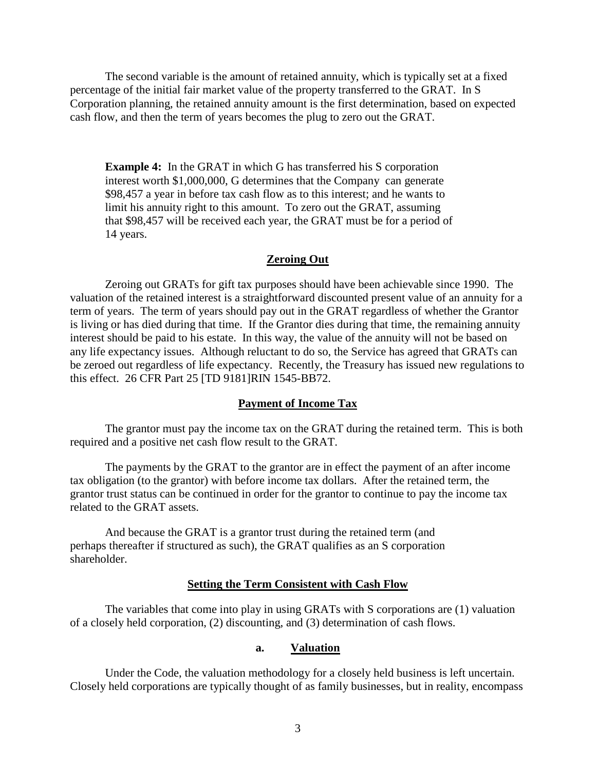The second variable is the amount of retained annuity, which is typically set at a fixed percentage of the initial fair market value of the property transferred to the GRAT. In S Corporation planning, the retained annuity amount is the first determination, based on expected cash flow, and then the term of years becomes the plug to zero out the GRAT.

> **Example 4:** In the GRAT in which G has transferred his S corporation interest worth $1,000,000, G determines that the Company can generate $98,457 a year in before tax cash flow as to this interest; and he wants to limit his annuity right to this amount. To zero out the GRAT, assuming that $98,457 will be received each year, the GRAT must be for a period of 14 years.

## Zeroing Out

Zeroing out GRATs for gift tax purposes should have been achievable since 1990. The valuation of the retained interest is a straightforward discounted present value of an annuity for a term of years. The term of years should pay out in the GRAT regardless of whether the Grantor is living or has died during that time. If the Grantor dies during that time, the remaining annuity interest should be paid to his estate. In this way, the value of the annuity will not be based on any life expectancy issues. Although reluctant to do so, the Service has agreed that GRATs can be zeroed out regardless of life expectancy. Recently, the Treasury has issued new regulations to this effect. 26 CFR Part 25 [TD 9181]RIN 1545-BB72.

## Payment of Income Tax

The grantor must pay the income tax on the GRAT during the retained term. This is both required and a positive net cash flow result to the GRAT.

The payments by the GRAT to the grantor are in effect the payment of an after income tax obligation (to the grantor) with before income tax dollars. After the retained term, the grantor trust status can be continued in order for the grantor to continue to pay the income tax related to the GRAT assets.

And because the GRAT is a grantor trust during the retained term (and perhaps thereafter if structured as such), the GRAT qualifies as an S corporation shareholder.

## Setting the Term Consistent with Cash Flow

The variables that come into play in using GRATs with S corporations are (1) valuation of a closely held corporation, (2) discounting, and (3) determination of cash flows.

### a. Valuation

Under the Code, the valuation methodology for a closely held business is left uncertain. Closely held corporations are typically thought of as family businesses, but in reality, encompass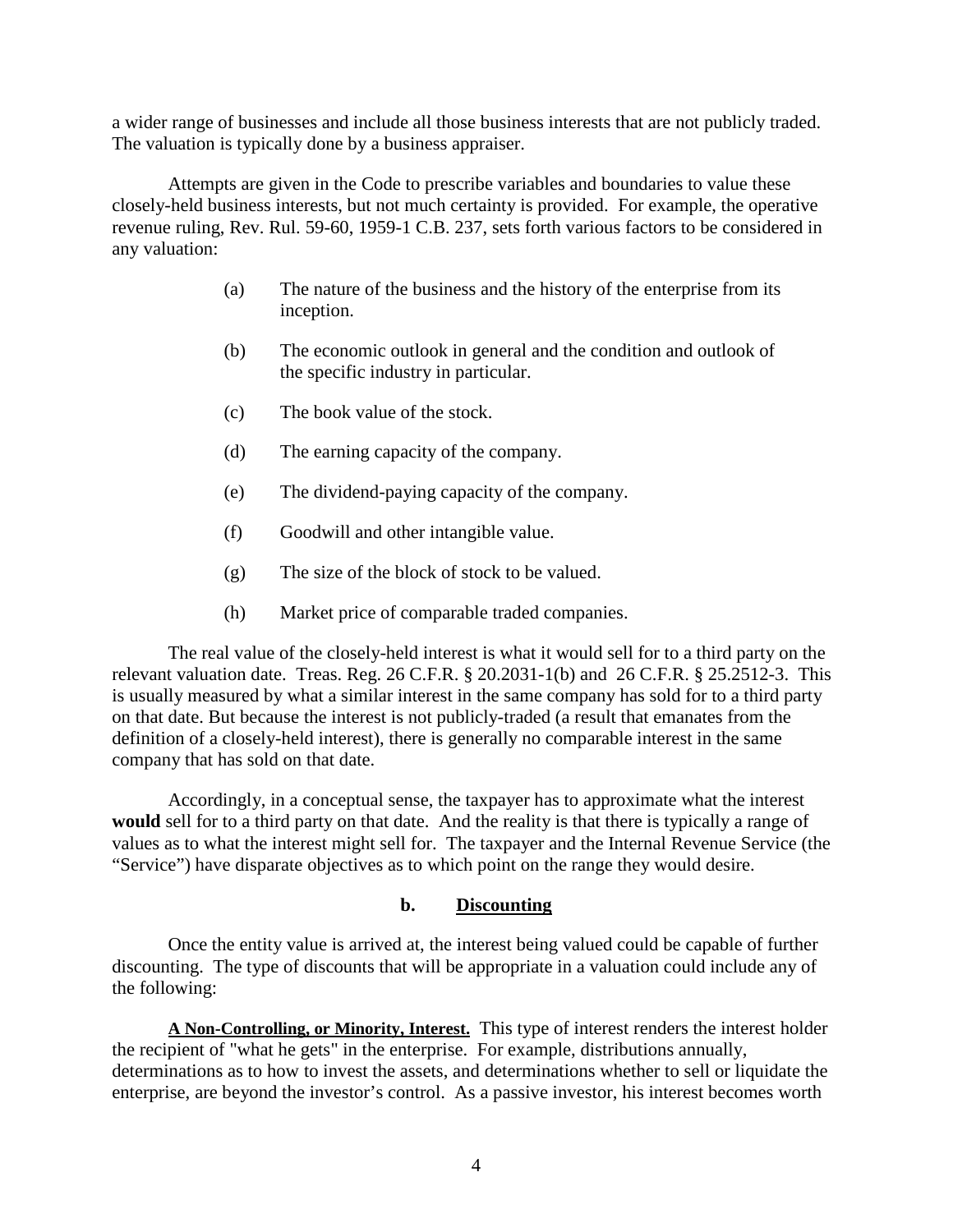a wider range of businesses and include all those business interests that are not publicly traded. The valuation is typically done by a business appraiser.

Attempts are given in the Code to prescribe variables and boundaries to value these closely-held business interests, but not much certainty is provided. For example, the operative revenue ruling, Rev. Rul. 59-60, 1959-1 C.B. 237, sets forth various factors to be considered in any valuation:

(a) The nature of the business and the history of the enterprise from its inception.

(b) The economic outlook in general and the condition and outlook of the specific industry in particular.

(c) The book value of the stock.

(d) The earning capacity of the company.

(e) The dividend-paying capacity of the company.

(f) Goodwill and other intangible value.

(g) The size of the block of stock to be valued.

(h) Market price of comparable traded companies.

The real value of the closely-held interest is what it would sell for to a third party on the relevant valuation date. Treas. Reg. 26 C.F.R. § 20.2031-1(b) and 26 C.F.R. § 25.2512-3. This is usually measured by what a similar interest in the same company has sold for to a third party on that date. But because the interest is not publicly-traded (a result that emanates from the definition of a closely-held interest), there is generally no comparable interest in the same company that has sold on that date.

Accordingly, in a conceptual sense, the taxpayer has to approximate what the interest **would** sell for to a third party on that date. And the reality is that there is typically a range of values as to what the interest might sell for. The taxpayer and the Internal Revenue Service (the "Service") have disparate objectives as to which point on the range they would desire.

### b. Discounting

Once the entity value is arrived at, the interest being valued could be capable of further discounting. The type of discounts that will be appropriate in a valuation could include any of the following:

**A Non-Controlling, or Minority, Interest.** This type of interest renders the interest holder the recipient of "what he gets" in the enterprise. For example, distributions annually, determinations as to how to invest the assets, and determinations whether to sell or liquidate the enterprise, are beyond the investor's control. As a passive investor, his interest becomes worth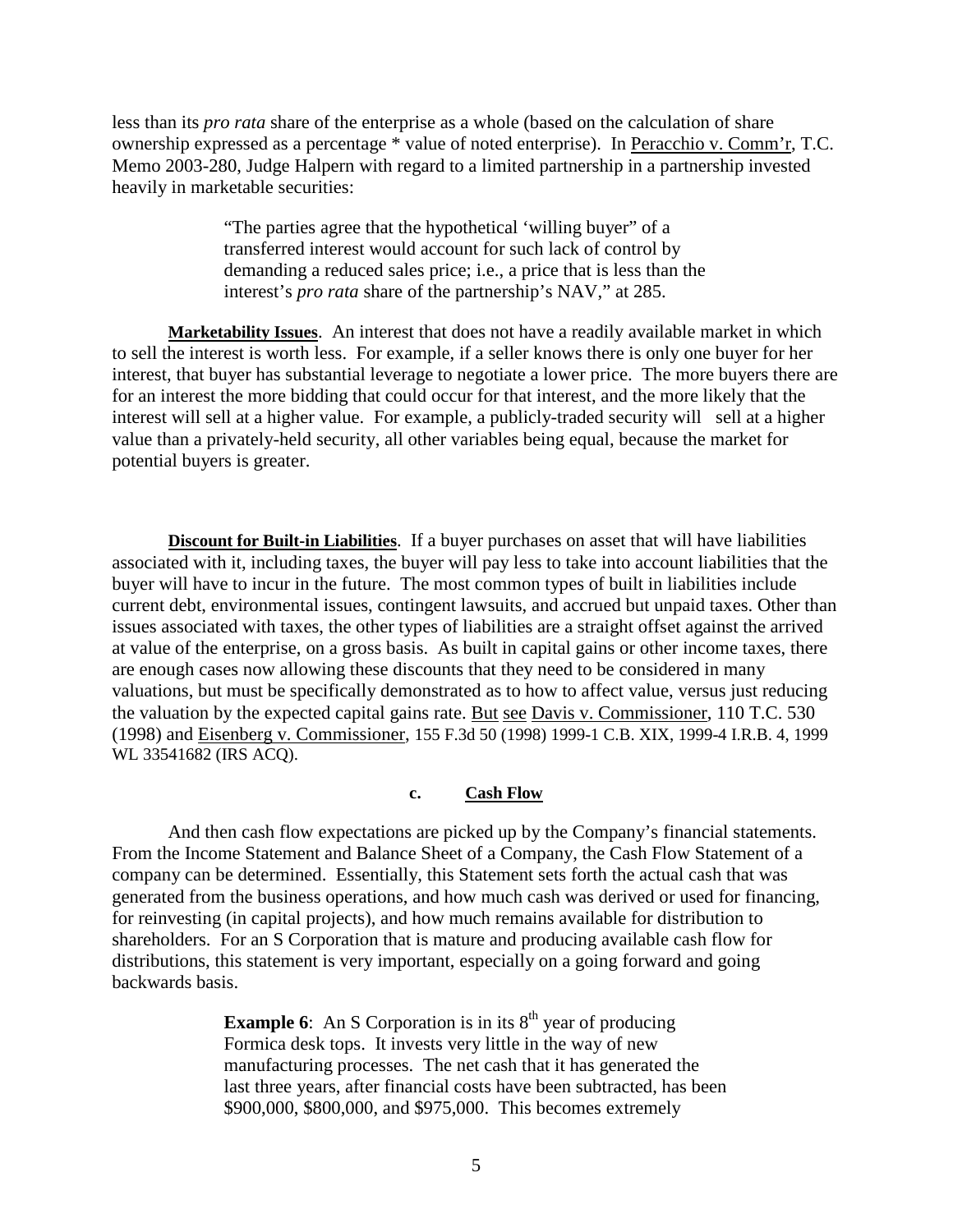less than its *pro rata* share of the enterprise as a whole (based on the calculation of share ownership expressed as a percentage * value of noted enterprise). In Peracchio v. Comm'r, T.C. Memo 2003-280, Judge Halpern with regard to a limited partnership in a partnership invested heavily in marketable securities:

> "The parties agree that the hypothetical 'willing buyer" of a transferred interest would account for such lack of control by demanding a reduced sales price; i.e., a price that is less than the interest's *pro rata* share of the partnership's NAV," at 285.

**Marketability Issues**. An interest that does not have a readily available market in which to sell the interest is worth less. For example, if a seller knows there is only one buyer for her interest, that buyer has substantial leverage to negotiate a lower price. The more buyers there are for an interest the more bidding that could occur for that interest, and the more likely that the interest will sell at a higher value. For example, a publicly-traded security will sell at a higher value than a privately-held security, all other variables being equal, because the market for potential buyers is greater.

**Discount for Built-in Liabilities**. If a buyer purchases on asset that will have liabilities associated with it, including taxes, the buyer will pay less to take into account liabilities that the buyer will have to incur in the future. The most common types of built in liabilities include current debt, environmental issues, contingent lawsuits, and accrued but unpaid taxes. Other than issues associated with taxes, the other types of liabilities are a straight offset against the arrived at value of the enterprise, on a gross basis. As built in capital gains or other income taxes, there are enough cases now allowing these discounts that they need to be considered in many valuations, but must be specifically demonstrated as to how to affect value, versus just reducing the valuation by the expected capital gains rate. But see Davis v. Commissioner, 110 T.C. 530 (1998) and Eisenberg v. Commissioner, 155 F.3d 50 (1998) 1999-1 C.B. XIX, 1999-4 I.R.B. 4, 1999 WL 33541682 (IRS ACQ).

### c. Cash Flow

And then cash flow expectations are picked up by the Company's financial statements. From the Income Statement and Balance Sheet of a Company, the Cash Flow Statement of a company can be determined. Essentially, this Statement sets forth the actual cash that was generated from the business operations, and how much cash was derived or used for financing, for reinvesting (in capital projects), and how much remains available for distribution to shareholders. For an S Corporation that is mature and producing available cash flow for distributions, this statement is very important, especially on a going forward and going backwards basis.

> **Example 6**: An S Corporation is in its 8th year of producing Formica desk tops. It invests very little in the way of new manufacturing processes. The net cash that it has generated the last three years, after financial costs have been subtracted, has been \$900,000, \$800,000, and \$975,000. This becomes extremely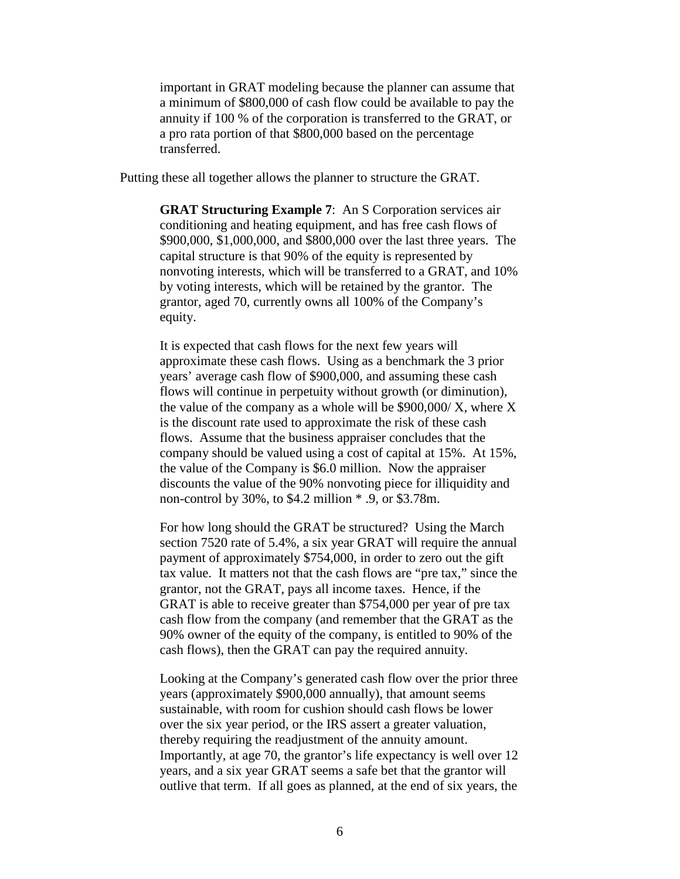important in GRAT modeling because the planner can assume that a minimum of $800,000 of cash flow could be available to pay the annuity if 100 % of the corporation is transferred to the GRAT, or a pro rata portion of that $800,000 based on the percentage transferred.

Putting these all together allows the planner to structure the GRAT.

> **GRAT Structuring Example 7**: An S Corporation services air conditioning and heating equipment, and has free cash flows of $900,000, $1,000,000, and $800,000 over the last three years. The capital structure is that 90% of the equity is represented by nonvoting interests, which will be transferred to a GRAT, and 10% by voting interests, which will be retained by the grantor. The grantor, aged 70, currently owns all 100% of the Company's equity.
>
> It is expected that cash flows for the next few years will approximate these cash flows. Using as a benchmark the 3 prior years' average cash flow of $900,000, and assuming these cash flows will continue in perpetuity without growth (or diminution), the value of the company as a whole will be $900,000/ X, where X is the discount rate used to approximate the risk of these cash flows. Assume that the business appraiser concludes that the company should be valued using a cost of capital at 15%. At 15%, the value of the Company is $6.0 million. Now the appraiser discounts the value of the 90% nonvoting piece for illiquidity and non-control by 30%, to $4.2 million * .9, or $3.78m.
>
> For how long should the GRAT be structured? Using the March section 7520 rate of 5.4%, a six year GRAT will require the annual payment of approximately $754,000, in order to zero out the gift tax value. It matters not that the cash flows are "pre tax," since the grantor, not the GRAT, pays all income taxes. Hence, if the GRAT is able to receive greater than $754,000 per year of pre tax cash flow from the company (and remember that the GRAT as the 90% owner of the equity of the company, is entitled to 90% of the cash flows), then the GRAT can pay the required annuity.
>
> Looking at the Company's generated cash flow over the prior three years (approximately $900,000 annually), that amount seems sustainable, with room for cushion should cash flows be lower over the six year period, or the IRS assert a greater valuation, thereby requiring the readjustment of the annuity amount. Importantly, at age 70, the grantor's life expectancy is well over 12 years, and a six year GRAT seems a safe bet that the grantor will outlive that term. If all goes as planned, at the end of six years, the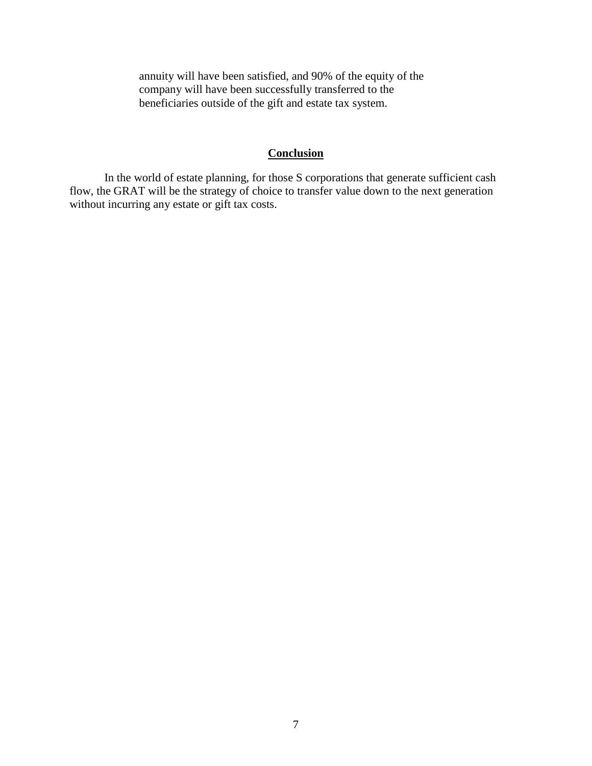> annuity will have been satisfied, and 90% of the equity of the company will have been successfully transferred to the beneficiaries outside of the gift and estate tax system.

## Conclusion

In the world of estate planning, for those S corporations that generate sufficient cash flow, the GRAT will be the strategy of choice to transfer value down to the next generation without incurring any estate or gift tax costs.